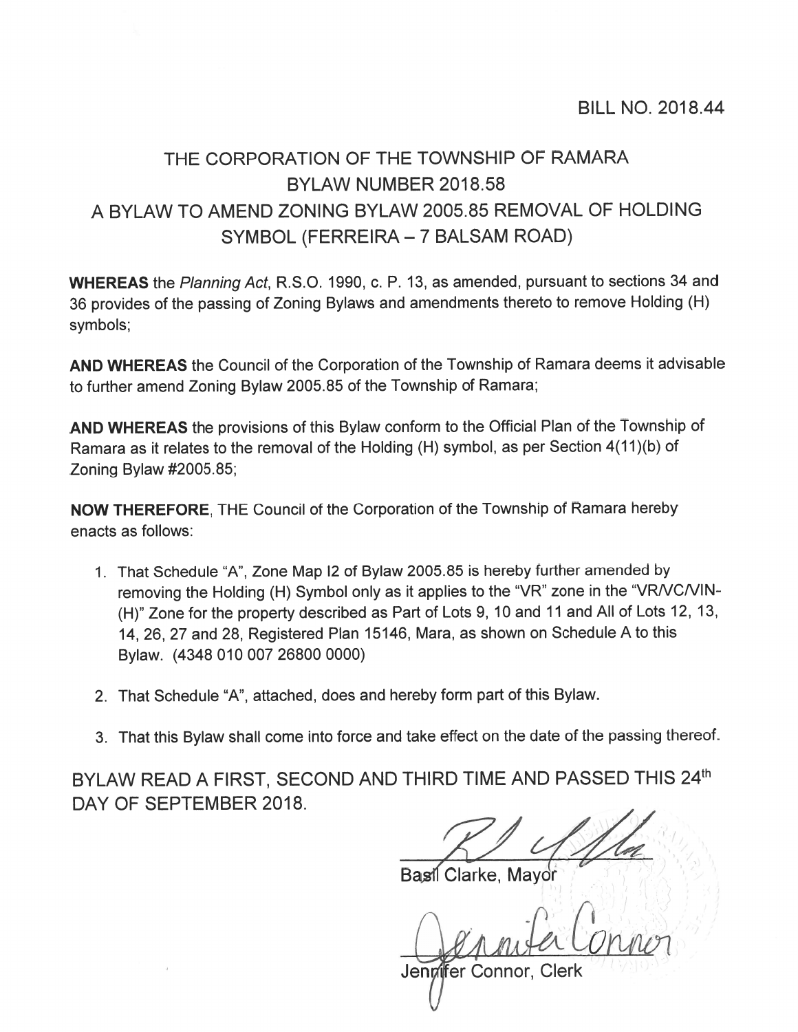BILL NO. 2018.44

# THE CORPORATION OF THE TOWNSHIP OF RAMARA
# BYLAW NUMBER 2018.58
# A BYLAW TO AMEND ZONING BYLAW 2005.85 REMOVAL OF HOLDING SYMBOL (FERREIRA – 7 BALSAM ROAD)

**WHEREAS** the *Planning Act*, R.S.O. 1990, c. P. 13, as amended, pursuant to sections 34 and 36 provides of the passing of Zoning Bylaws and amendments thereto to remove Holding (H) symbols;

**AND WHEREAS** the Council of the Corporation of the Township of Ramara deems it advisable to further amend Zoning Bylaw 2005.85 of the Township of Ramara;

**AND WHEREAS** the provisions of this Bylaw conform to the Official Plan of the Township of Ramara as it relates to the removal of the Holding (H) symbol, as per Section 4(11)(b) of Zoning Bylaw #2005.85;

**NOW THEREFORE**, THE Council of the Corporation of the Township of Ramara hereby enacts as follows:

1. That Schedule "A", Zone Map I2 of Bylaw 2005.85 is hereby further amended by removing the Holding (H) Symbol only as it applies to the "VR" zone in the "VR/VC/VIN-(H)" Zone for the property described as Part of Lots 9, 10 and 11 and All of Lots 12, 13, 14, 26, 27 and 28, Registered Plan 15146, Mara, as shown on Schedule A to this Bylaw. (4348 010 007 26800 0000)

2. That Schedule "A", attached, does and hereby form part of this Bylaw.

3. That this Bylaw shall come into force and take effect on the date of the passing thereof.

BYLAW READ A FIRST, SECOND AND THIRD TIME AND PASSED THIS 24th DAY OF SEPTEMBER 2018.

Basil Clarke, Mayor

Jennifer Connor, Clerk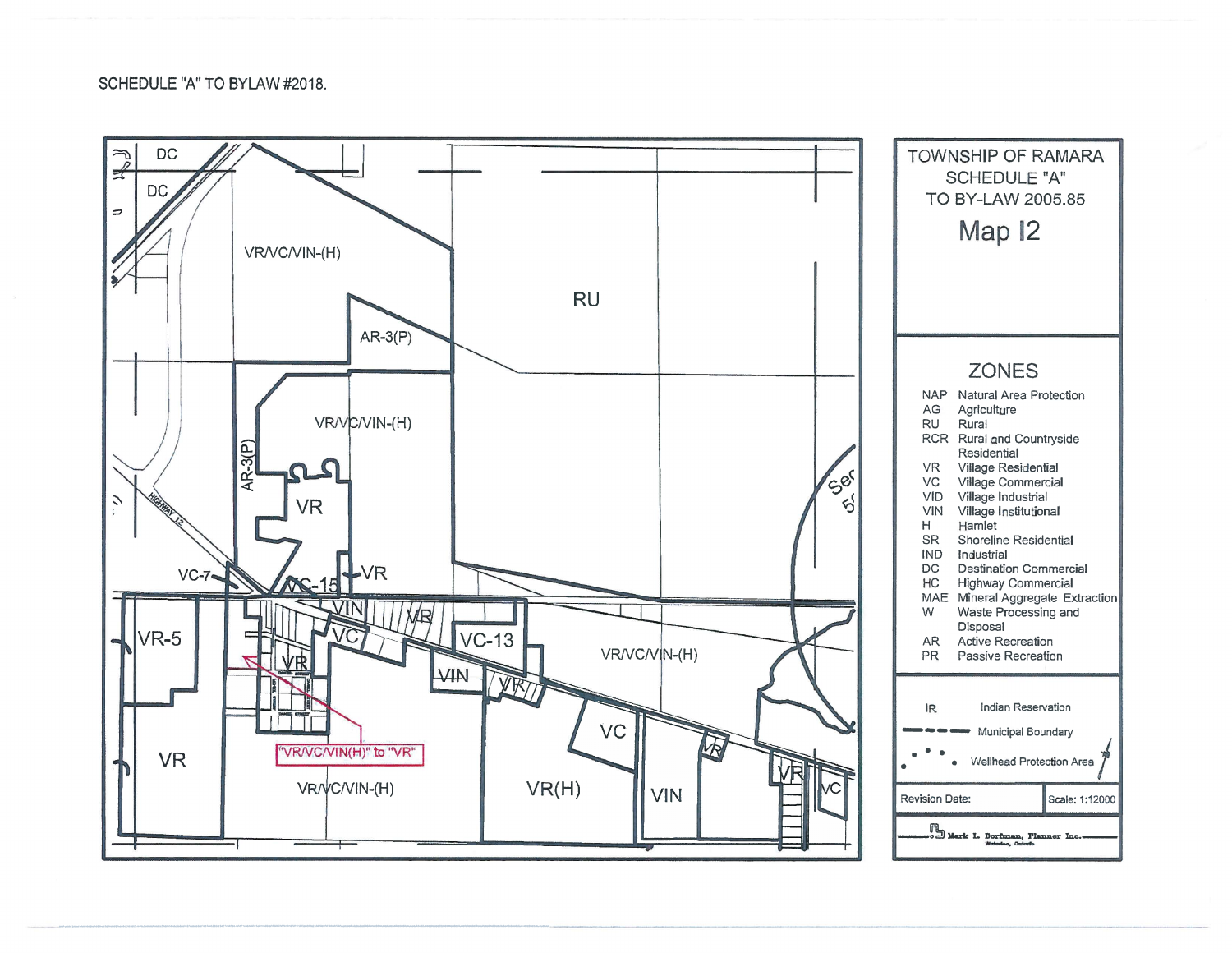SCHEDULE "A" TO BYLAW #2018.

DC

DC

VR/VC/VIN-(H)

RU

AR-3(P)

VR/VC/VIN-(H)

AR-3(P)

VR

HIGHWAY 12

VC-7

VC-15

VR

VIN

VR

VR-5

VC

VC-13

VR

VIN

VR

VR/VC/VIN-(H)

"VR/VC/VIN(H)" to "VR"

VC

VR

VR

VR/VC/VIN-(H)

VR(H)

VIN

VR

VC

TOWNSHIP OF RAMARA
SCHEDULE "A"
TO BY-LAW 2005.85

# Map I2

## ZONES

| | |
|---|---|
| NAP | Natural Area Protection |
| AG | Agriculture |
| RU | Rural |
| RCR | Rural and Countryside Residential |
| VR | Village Residential |
| VC | Village Commercial |
| VID | Village Industrial |
| VIN | Village Institutional |
| H | Hamlet |
| SR | Shoreline Residential |
| IND | Industrial |
| DC | Destination Commercial |
| HC | Highway Commercial |
| MAE | Mineral Aggregate Extraction |
| W | Waste Processing and Disposal |
| AR | Active Recreation |
| PR | Passive Recreation |

IR Indian Reservation

Municipal Boundary

Wellhead Protection Area

Revision Date:

Scale: 1:12000

Mark L. Dorfman, Planner Inc.
Waterloo, Ontario